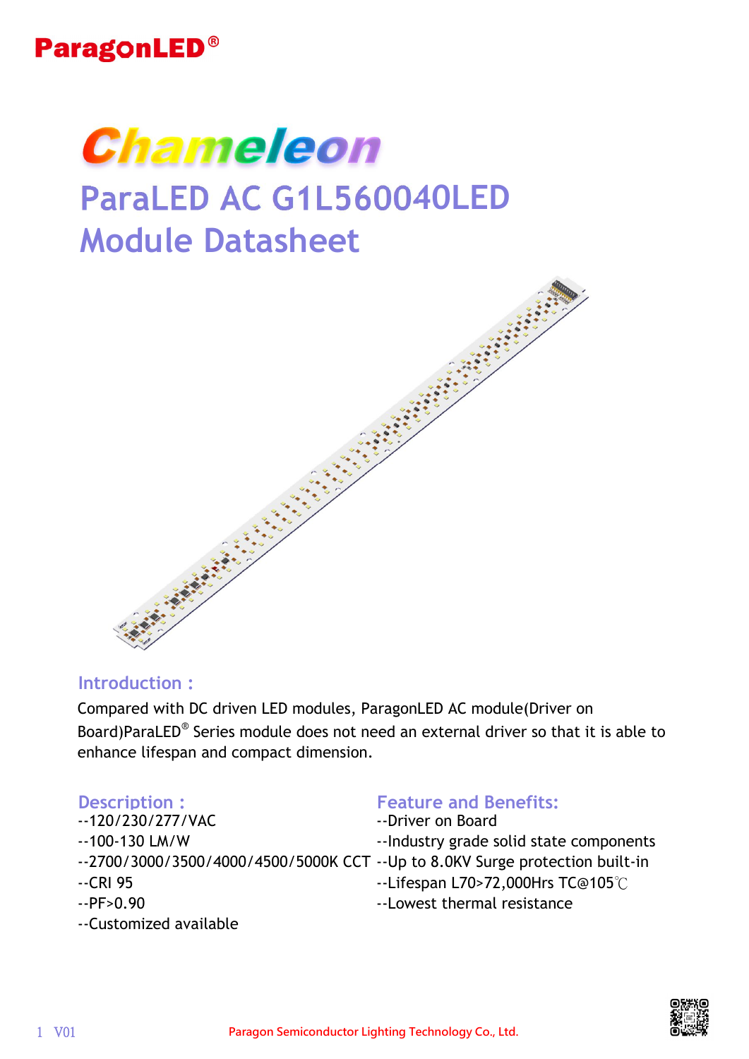ParagonLED®

# Chameleon

# ParaLED AC G1L560040LED Module Datasheet

## Introduction :

Compared with DC driven LED modules, ParagonLED AC module(Driver on Board)ParaLED® Series module does not need an external driver so that it is able to enhance lifespan and compact dimension.

## Description :

--120/230/277/VAC
--100-130 LM/W
--2700/3000/3500/4000/4500/5000K CCT
--CRI 95
--PF>0.90
--Customized available

## Feature and Benefits:

--Driver on Board
--Industry grade solid state components
--Up to 8.0KV Surge protection built-in
--Lifespan L70>72,000Hrs TC@105℃
--Lowest thermal resistance

Paragon Semiconductor Lighting Technology Co., Ltd.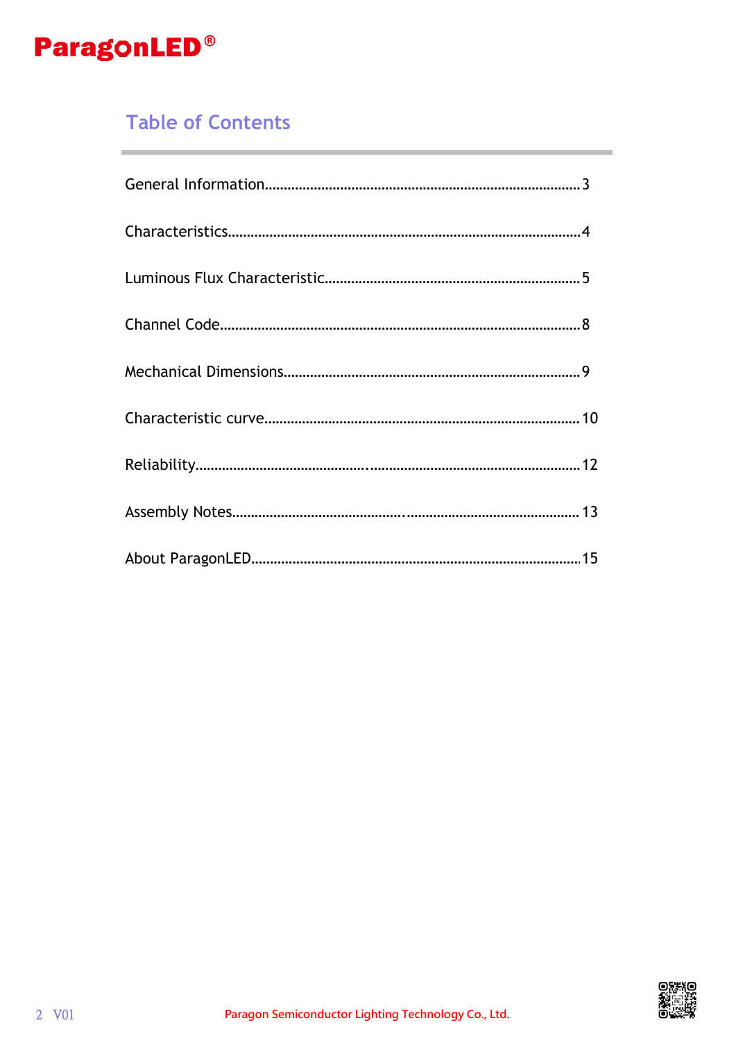## Table of Contents

General Information......................................................................................3

Characteristics...............................................................................................4

Luminous Flux Characteristic......................................................................5

Channel Code.................................................................................................8

Mechanical Dimensions................................................................................9

Characteristic curve....................................................................................10

Reliability......................................................................................................12

Assembly Notes............................................................................................13

About ParagonLED.......................................................................................15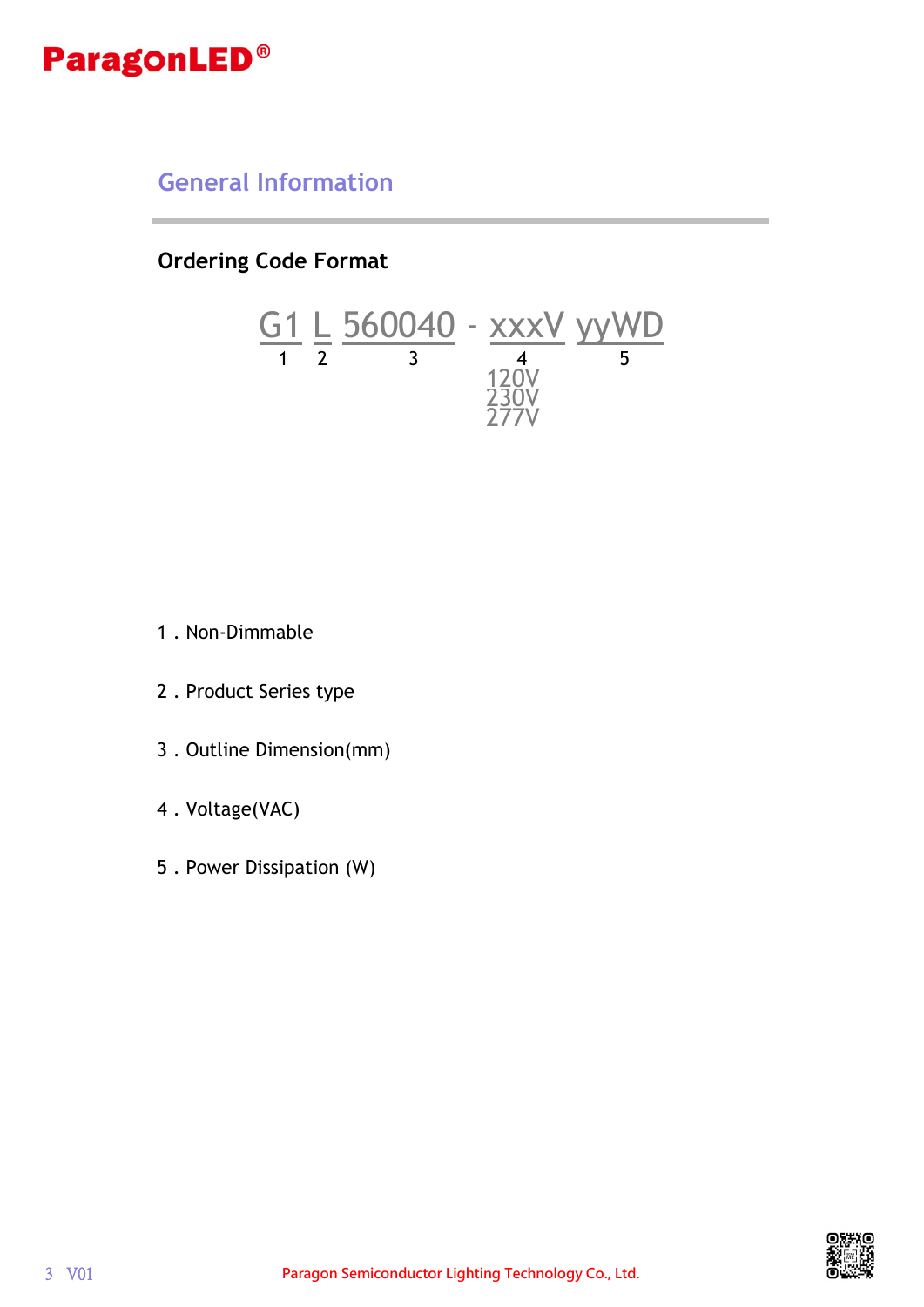## General Information

### Ordering Code Format

```
G1 L 560040 - xxxV yyWD
1  2   3       4    5
             120V
             230V
             277V
```

1 . Non-Dimmable

2 . Product Series type

3 . Outline Dimension(mm)

4 . Voltage(VAC)

5 . Power Dissipation (W)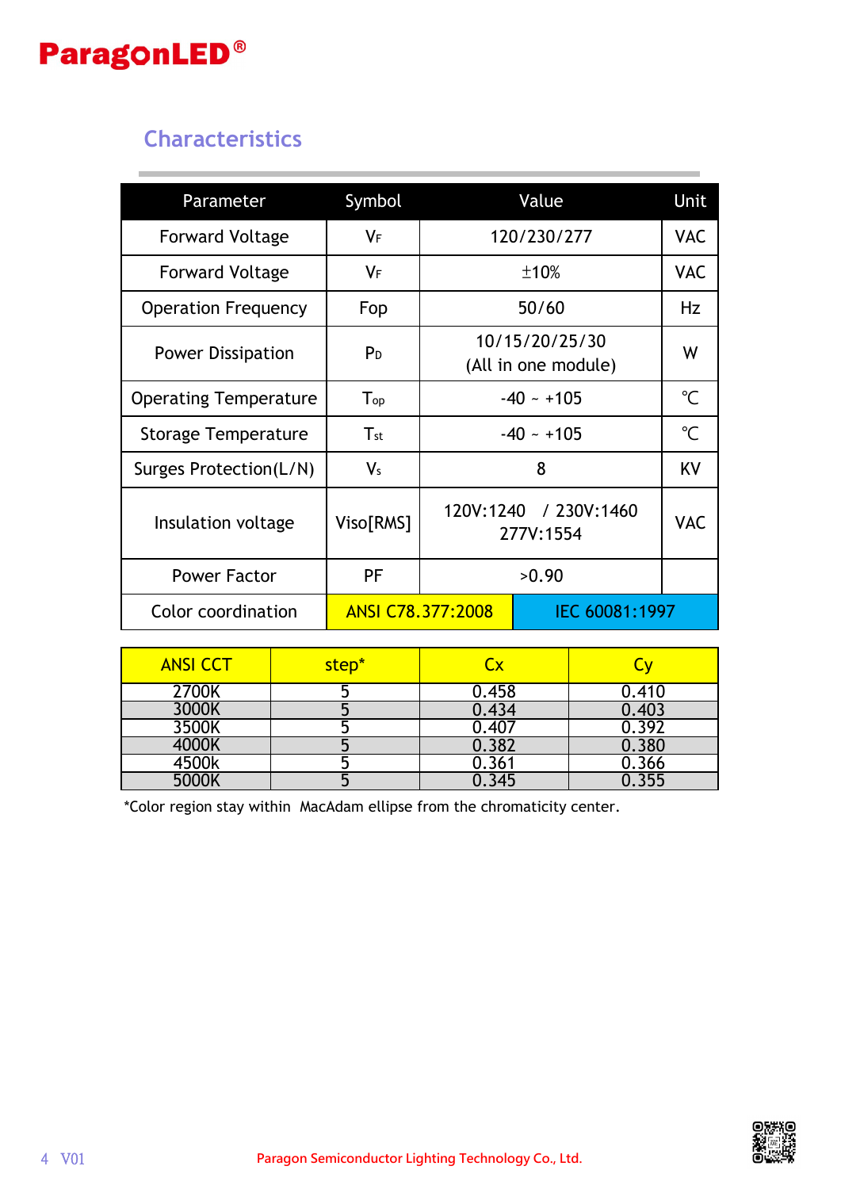## Characteristics

| Parameter | Symbol | Value | | Unit |
|---|---|---|---|---|
| Forward Voltage | $V_F$ | 120/230/277 | | VAC |
| Forward Voltage | $V_F$ | ±10% | | VAC |
| Operation Frequency | Fop | 50/60 | | Hz |
| Power Dissipation | $P_D$ | 10/15/20/25/30 (All in one module) | | W |
| Operating Temperature | $T_{op}$ | -40 ~ +105 | | ℃ |
| Storage Temperature | $T_{st}$ | -40 ~ +105 | | ℃ |
| Surges Protection(L/N) | $V_s$ | 8 | | KV |
| Insulation voltage | Viso[RMS] | 120V:1240 / 230V:1460 277V:1554 | | VAC |
| Power Factor | PF | >0.90 | | |
| Color coordination | ANSI C78.377:2008 | | IEC 60081:1997 | |

| ANSI CCT | step* | Cx | Cy |
|---|---|---|---|
| 2700K | 5 | 0.458 | 0.410 |
| 3000K | 5 | 0.434 | 0.403 |
| 3500K | 5 | 0.407 | 0.392 |
| 4000K | 5 | 0.382 | 0.380 |
| 4500k | 5 | 0.361 | 0.366 |
| 5000K | 5 | 0.345 | 0.355 |

*Color region stay within MacAdam ellipse from the chromaticity center.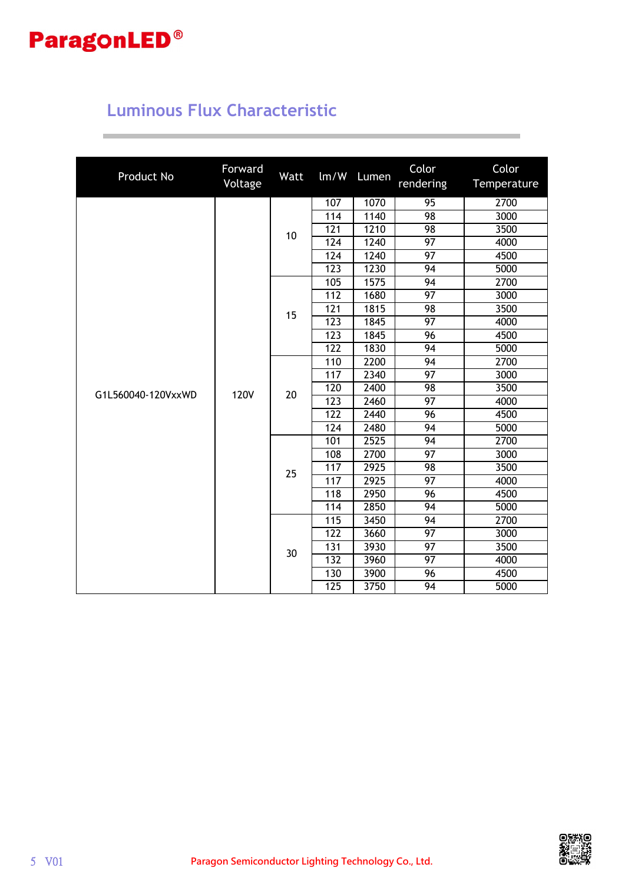## Luminous Flux Characteristic

| Product No | Forward Voltage | Watt | lm/W | Lumen | Color rendering | Color Temperature |
|---|---|---|---|---|---|---|
| G1L560040-120VxxWD | 120V | 10 | 107 | 1070 | 95 | 2700 |
| | | | 114 | 1140 | 98 | 3000 |
| | | | 121 | 1210 | 98 | 3500 |
| | | | 124 | 1240 | 97 | 4000 |
| | | | 124 | 1240 | 97 | 4500 |
| | | | 123 | 1230 | 94 | 5000 |
| | | 15 | 105 | 1575 | 94 | 2700 |
| | | | 112 | 1680 | 97 | 3000 |
| | | | 121 | 1815 | 98 | 3500 |
| | | | 123 | 1845 | 97 | 4000 |
| | | | 123 | 1845 | 96 | 4500 |
| | | | 122 | 1830 | 94 | 5000 |
| | | 20 | 110 | 2200 | 94 | 2700 |
| | | | 117 | 2340 | 97 | 3000 |
| | | | 120 | 2400 | 98 | 3500 |
| | | | 123 | 2460 | 97 | 4000 |
| | | | 122 | 2440 | 96 | 4500 |
| | | | 124 | 2480 | 94 | 5000 |
| | | 25 | 101 | 2525 | 94 | 2700 |
| | | | 108 | 2700 | 97 | 3000 |
| | | | 117 | 2925 | 98 | 3500 |
| | | | 117 | 2925 | 97 | 4000 |
| | | | 118 | 2950 | 96 | 4500 |
| | | | 114 | 2850 | 94 | 5000 |
| | | 30 | 115 | 3450 | 94 | 2700 |
| | | | 122 | 3660 | 97 | 3000 |
| | | | 131 | 3930 | 97 | 3500 |
| | | | 132 | 3960 | 97 | 4000 |
| | | | 130 | 3900 | 96 | 4500 |
| | | | 125 | 3750 | 94 | 5000 |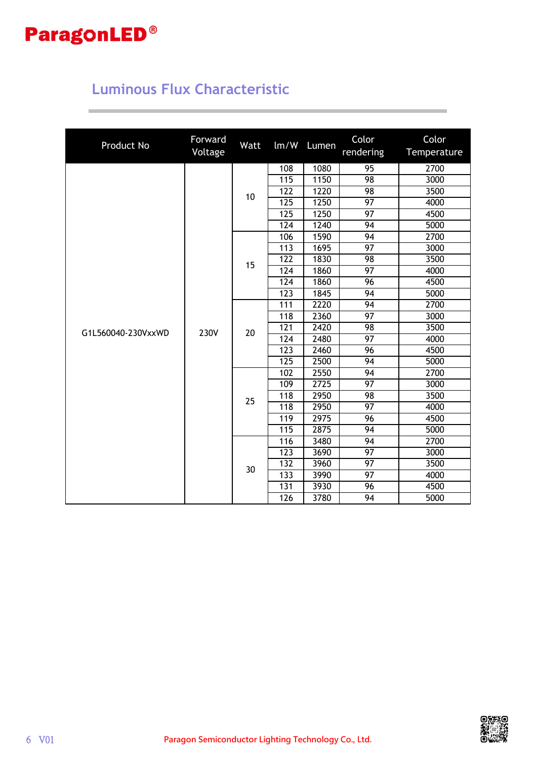## Luminous Flux Characteristic

| Product No | Forward Voltage | Watt | lm/W | Lumen | Color rendering | Color Temperature |
|---|---|---|---|---|---|---|
| G1L560040-230VxxWD | 230V | 10 | 108 | 1080 | 95 | 2700 |
| | | | 115 | 1150 | 98 | 3000 |
| | | | 122 | 1220 | 98 | 3500 |
| | | | 125 | 1250 | 97 | 4000 |
| | | | 125 | 1250 | 97 | 4500 |
| | | | 124 | 1240 | 94 | 5000 |
| | | 15 | 106 | 1590 | 94 | 2700 |
| | | | 113 | 1695 | 97 | 3000 |
| | | | 122 | 1830 | 98 | 3500 |
| | | | 124 | 1860 | 97 | 4000 |
| | | | 124 | 1860 | 96 | 4500 |
| | | | 123 | 1845 | 94 | 5000 |
| | | 20 | 111 | 2220 | 94 | 2700 |
| | | | 118 | 2360 | 97 | 3000 |
| | | | 121 | 2420 | 98 | 3500 |
| | | | 124 | 2480 | 97 | 4000 |
| | | | 123 | 2460 | 96 | 4500 |
| | | | 125 | 2500 | 94 | 5000 |
| | | 25 | 102 | 2550 | 94 | 2700 |
| | | | 109 | 2725 | 97 | 3000 |
| | | | 118 | 2950 | 98 | 3500 |
| | | | 118 | 2950 | 97 | 4000 |
| | | | 119 | 2975 | 96 | 4500 |
| | | | 115 | 2875 | 94 | 5000 |
| | | 30 | 116 | 3480 | 94 | 2700 |
| | | | 123 | 3690 | 97 | 3000 |
| | | | 132 | 3960 | 97 | 3500 |
| | | | 133 | 3990 | 97 | 4000 |
| | | | 131 | 3930 | 96 | 4500 |
| | | | 126 | 3780 | 94 | 5000 |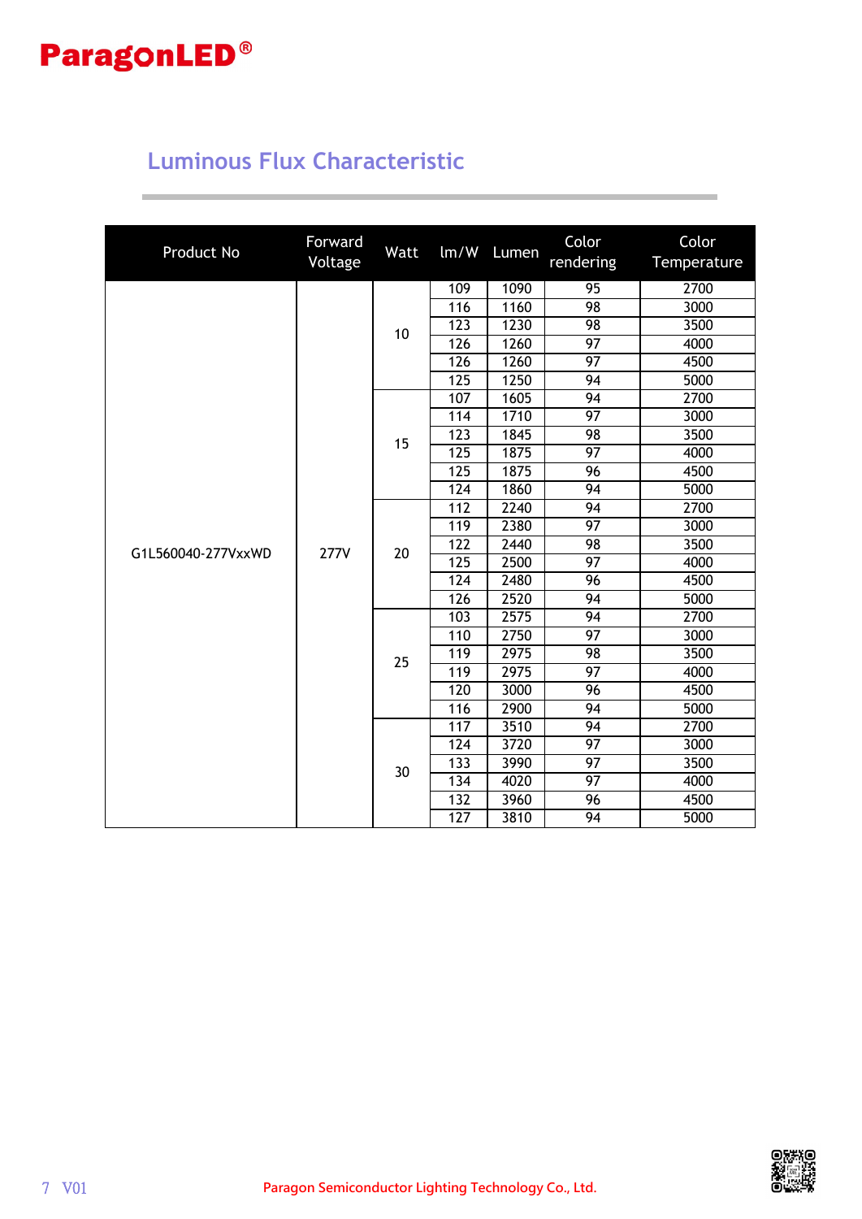## Luminous Flux Characteristic

| Product No | Forward Voltage | Watt | lm/W | Lumen | Color rendering | Color Temperature |
|---|---|---|---|---|---|---|
| G1L560040-277VxxWD | 277V | 10 | 109 | 1090 | 95 | 2700 |
| | | | 116 | 1160 | 98 | 3000 |
| | | | 123 | 1230 | 98 | 3500 |
| | | | 126 | 1260 | 97 | 4000 |
| | | | 126 | 1260 | 97 | 4500 |
| | | | 125 | 1250 | 94 | 5000 |
| | | 15 | 107 | 1605 | 94 | 2700 |
| | | | 114 | 1710 | 97 | 3000 |
| | | | 123 | 1845 | 98 | 3500 |
| | | | 125 | 1875 | 97 | 4000 |
| | | | 125 | 1875 | 96 | 4500 |
| | | | 124 | 1860 | 94 | 5000 |
| | | 20 | 112 | 2240 | 94 | 2700 |
| | | | 119 | 2380 | 97 | 3000 |
| | | | 122 | 2440 | 98 | 3500 |
| | | | 125 | 2500 | 97 | 4000 |
| | | | 124 | 2480 | 96 | 4500 |
| | | | 126 | 2520 | 94 | 5000 |
| | | 25 | 103 | 2575 | 94 | 2700 |
| | | | 110 | 2750 | 97 | 3000 |
| | | | 119 | 2975 | 98 | 3500 |
| | | | 119 | 2975 | 97 | 4000 |
| | | | 120 | 3000 | 96 | 4500 |
| | | | 116 | 2900 | 94 | 5000 |
| | | 30 | 117 | 3510 | 94 | 2700 |
| | | | 124 | 3720 | 97 | 3000 |
| | | | 133 | 3990 | 97 | 3500 |
| | | | 134 | 4020 | 97 | 4000 |
| | | | 132 | 3960 | 96 | 4500 |
| | | | 127 | 3810 | 94 | 5000 |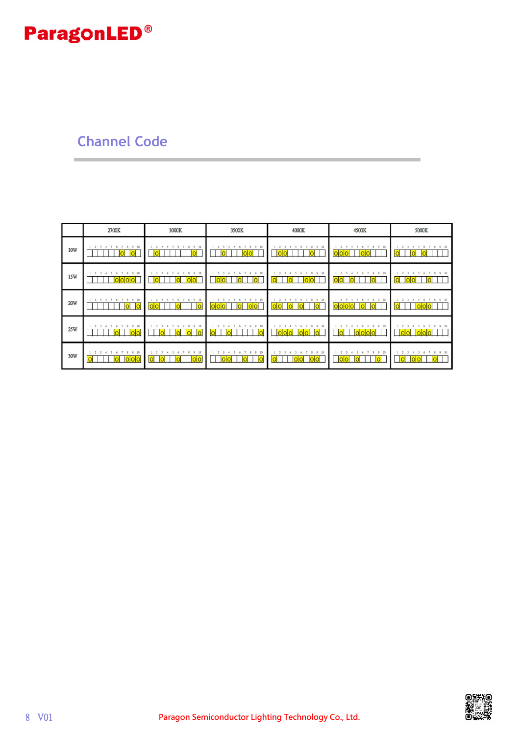## Channel Code

Switch positions 1–10; the listed numbers are the switch positions marked "O".

| | 2700K | 3000K | 3500K | 4000K | 4500K | 5000K |
|---|---|---|---|---|---|---|
| 10W | O: 7, 9 | O: 2, 9 | O: 3, 7, 8 | O: 2, 3, 8 | O: 1, 2, 3, 6, 7 | O: 1, 4, 6 |
| 15W | O: 6, 7, 8, 9 | O: 2, 6, 8, 9 | O: 2, 3, 6, 9 | O: 1, 4, 7, 8 | O: 1, 2, 4, 8 | O: 1, 3, 4, 7 |
| 20W | O: 8, 10 | O: 1, 2, 6, 10 | O: 1, 2, 3, 6, 8, 9 | O: 1, 2, 4, 6, 9 | O: 1, 2, 3, 4, 6, 8 | O: 1, 5, 6, 7 |
| 25W | O: 6, 9, 10 | O: 3, 6, 8, 10 | O: 1, 4, 10 | O: 2, 3, 4, 6, 7, 9 | O: 2, 5, 6, 7, 8 | O: 2, 3, 5, 6, 7 |
| 30W | O: 1, 6, 8, 9, 10 | O: 1, 3, 6, 9, 10 | O: 3, 4, 7, 10 | O: 1, 5, 6, 8, 9 | O: 2, 3, 5, 9 | O: 2, 4, 5, 8 |

Paragon Semiconductor Lighting Technology Co., Ltd.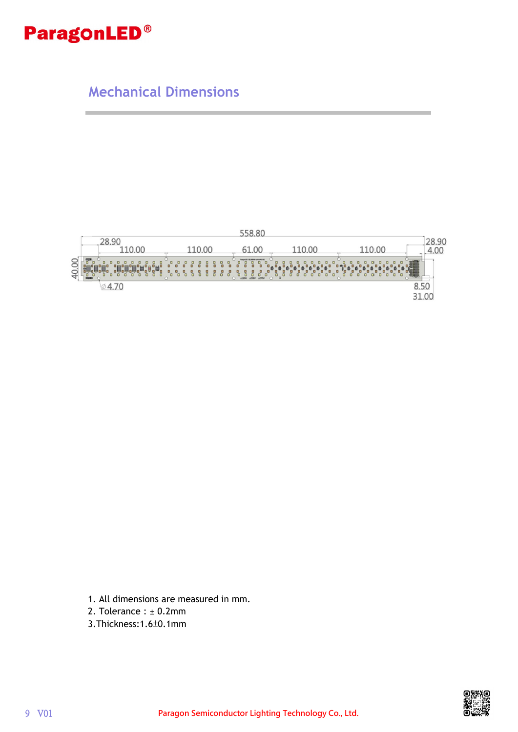## Mechanical Dimensions

1. All dimensions are measured in mm.
2. Tolerance : ± 0.2mm
3. Thickness:1.6±0.1mm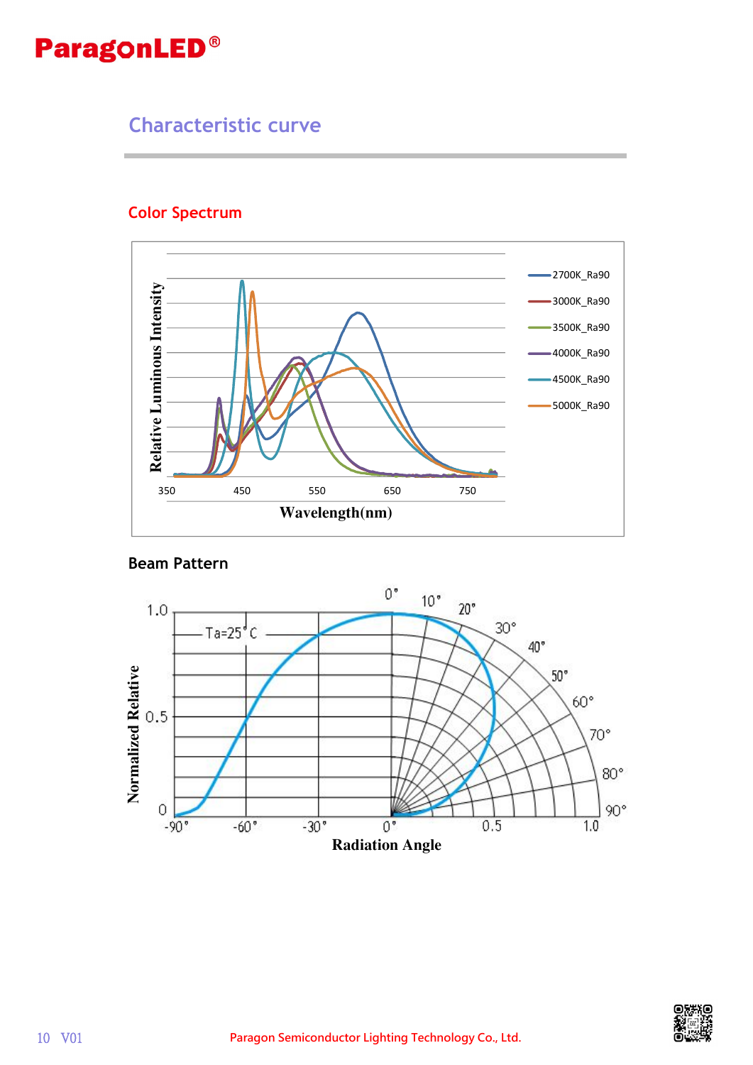## Characteristic curve

### Color Spectrum

### Beam Pattern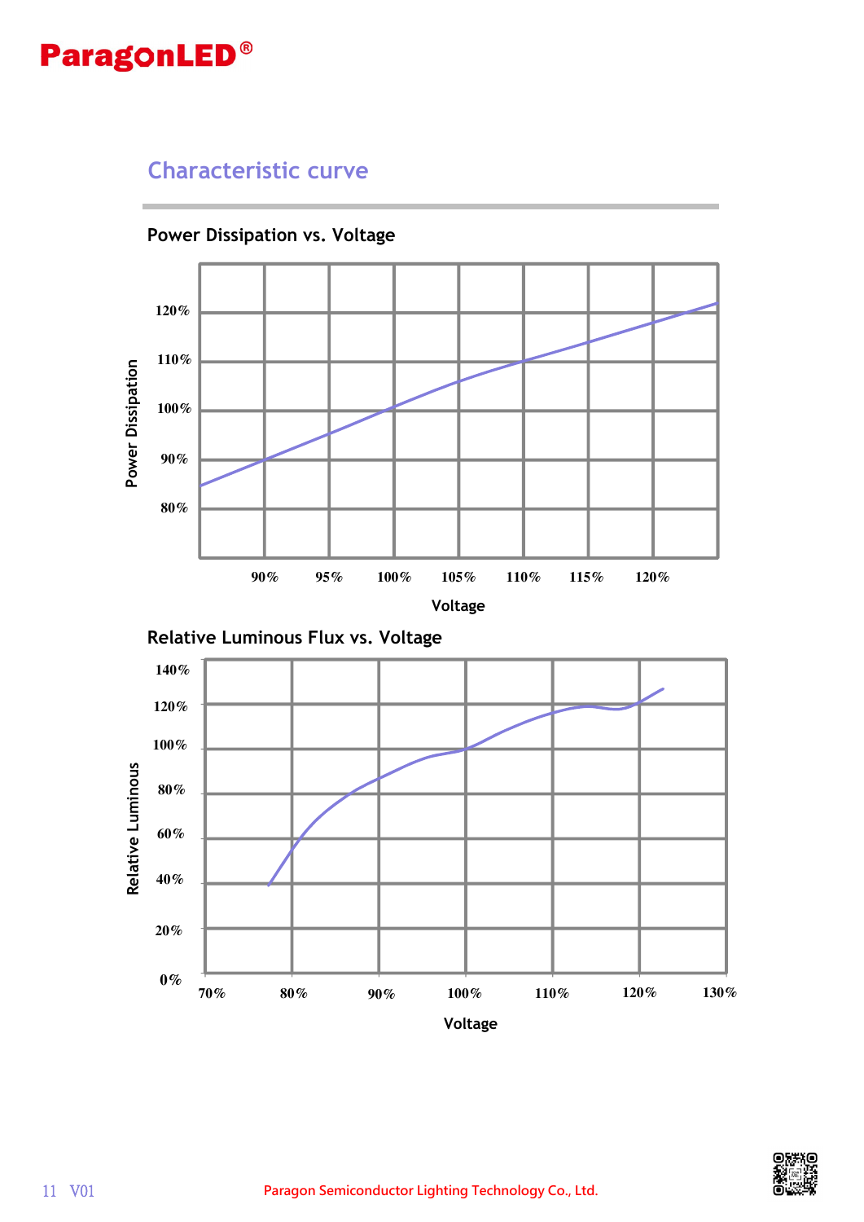## Characteristic curve

### Power Dissipation vs. Voltage

### Relative Luminous Flux vs. Voltage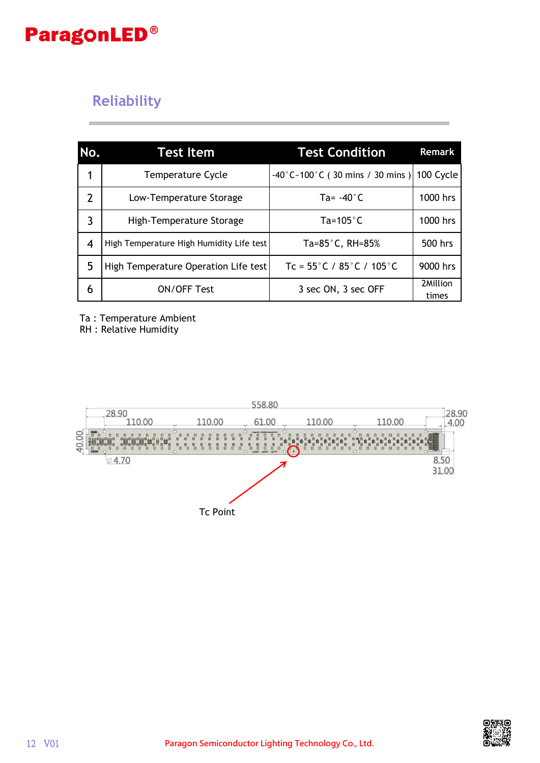## Reliability

| No. | Test Item | Test Condition | Remark |
|---|---|---|---|
| 1 | Temperature Cycle | -40°C~100°C ( 30 mins / 30 mins ) | 100 Cycle |
| 2 | Low-Temperature Storage | Ta= -40°C | 1000 hrs |
| 3 | High-Temperature Storage | Ta=105°C | 1000 hrs |
| 4 | High Temperature High Humidity Life test | Ta=85°C, RH=85% | 500 hrs |
| 5 | High Temperature Operation Life test | Tc = 55°C / 85°C / 105°C | 9000 hrs |
| 6 | ON/OFF Test | 3 sec ON, 3 sec OFF | 2Million times |

Ta : Temperature Ambient
RH : Relative Humidity

558.80
28.90 110.00 110.00 61.00 110.00 110.00 28.90 4.00
40.00
∅4.70
8.50
31.00

Tc Point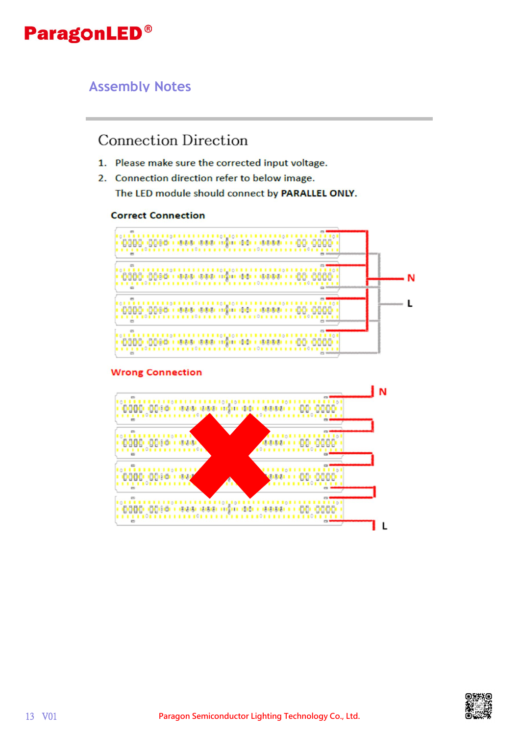## Assembly Notes

### Connection Direction

1. Please make sure the corrected input voltage.
2. Connection direction refer to below image.
   The LED module should connect by **PARALLEL ONLY**.

**Correct Connection**

N

L

**Wrong Connection**

N

L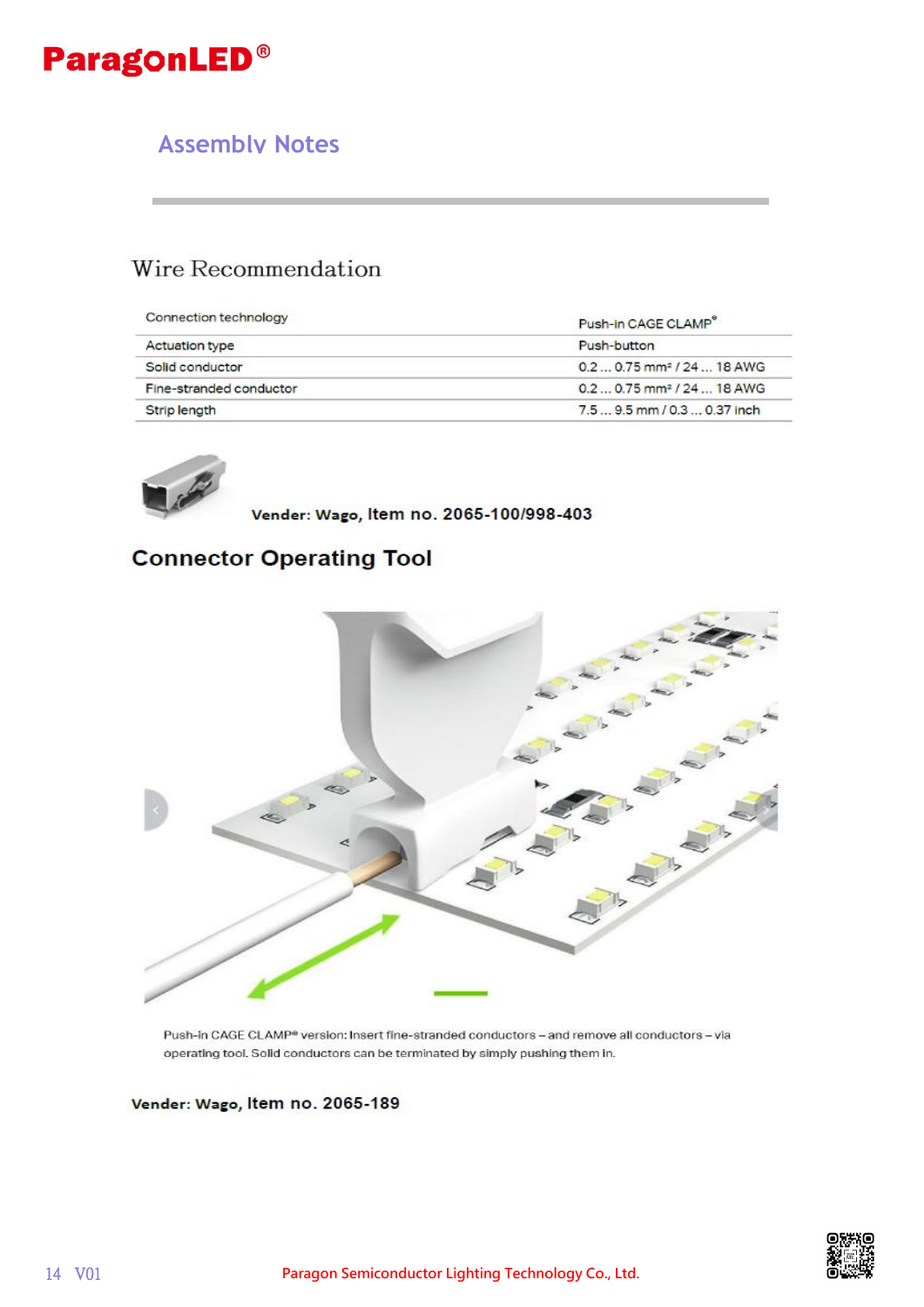## Assembly Notes

### Wire Recommendation

| Connection technology | Push-in CAGE CLAMP® |
|---|---|
| Actuation type | Push-button |
| Solid conductor | 0.2 ... 0.75 mm² / 24 ... 18 AWG |
| Fine-stranded conductor | 0.2 ... 0.75 mm² / 24 ... 18 AWG |
| Strip length | 7.5 ... 9.5 mm / 0.3 ... 0.37 inch |

**Vender: Wago, Item no. 2065-100/998-403**

### Connector Operating Tool

Push-in CAGE CLAMP® version: Insert fine-stranded conductors – and remove all conductors – via operating tool. Solid conductors can be terminated by simply pushing them in.

**Vender: Wago, Item no. 2065-189**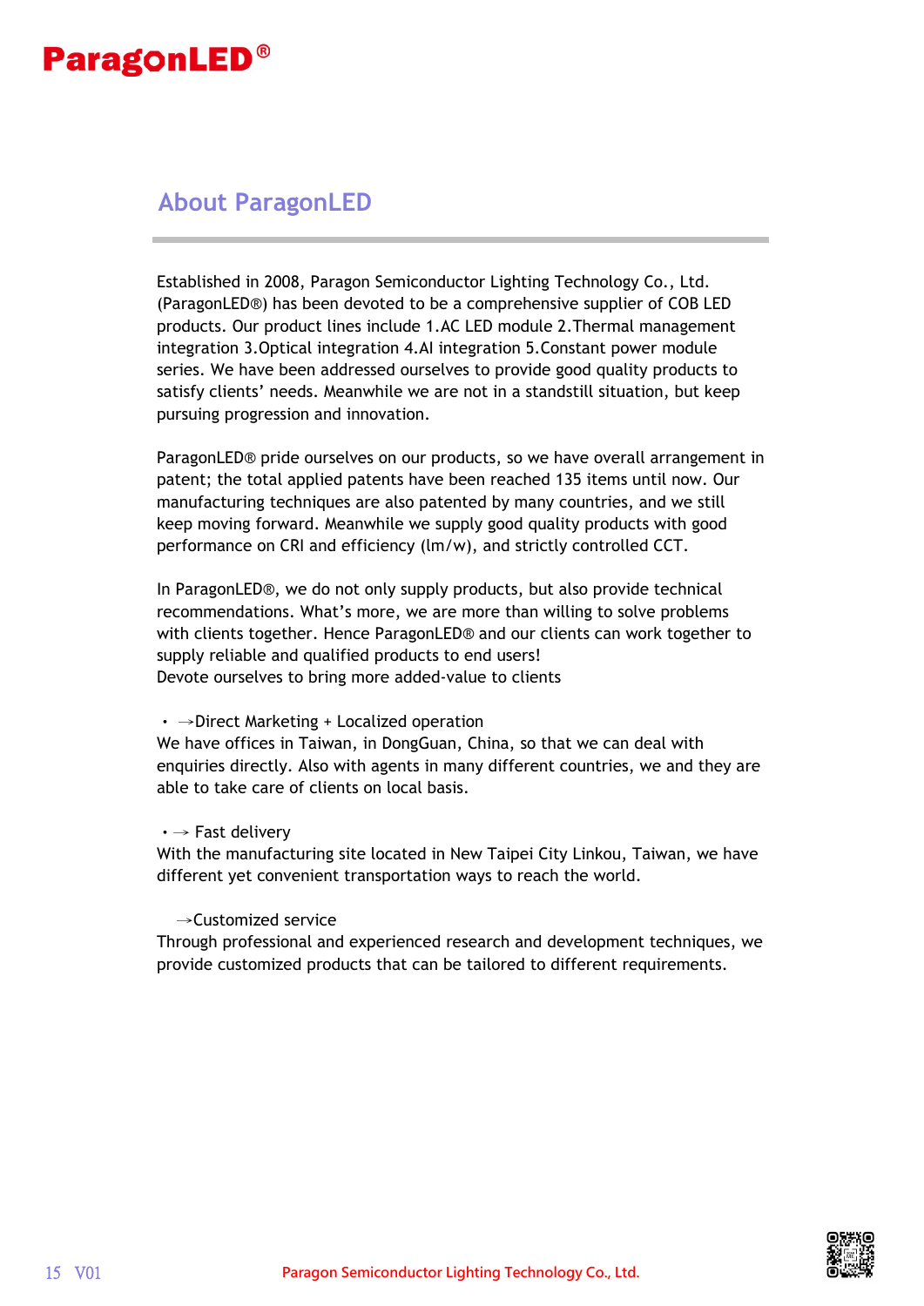## About ParagonLED

Established in 2008, Paragon Semiconductor Lighting Technology Co., Ltd. (ParagonLED®) has been devoted to be a comprehensive supplier of COB LED products. Our product lines include 1.AC LED module 2.Thermal management integration 3.Optical integration 4.AI integration 5.Constant power module series. We have been addressed ourselves to provide good quality products to satisfy clients' needs. Meanwhile we are not in a standstill situation, but keep pursuing progression and innovation.

ParagonLED® pride ourselves on our products, so we have overall arrangement in patent; the total applied patents have been reached 135 items until now. Our manufacturing techniques are also patented by many countries, and we still keep moving forward. Meanwhile we supply good quality products with good performance on CRI and efficiency (lm/w), and strictly controlled CCT.

In ParagonLED®, we do not only supply products, but also provide technical recommendations. What's more, we are more than willing to solve problems with clients together. Hence ParagonLED® and our clients can work together to supply reliable and qualified products to end users!
Devote ourselves to bring more added-value to clients

- →Direct Marketing + Localized operation

We have offices in Taiwan, in DongGuan, China, so that we can deal with enquiries directly. Also with agents in many different countries, we and they are able to take care of clients on local basis.

- → Fast delivery

With the manufacturing site located in New Taipei City Linkou, Taiwan, we have different yet convenient transportation ways to reach the world.

→Customized service

Through professional and experienced research and development techniques, we provide customized products that can be tailored to different requirements.